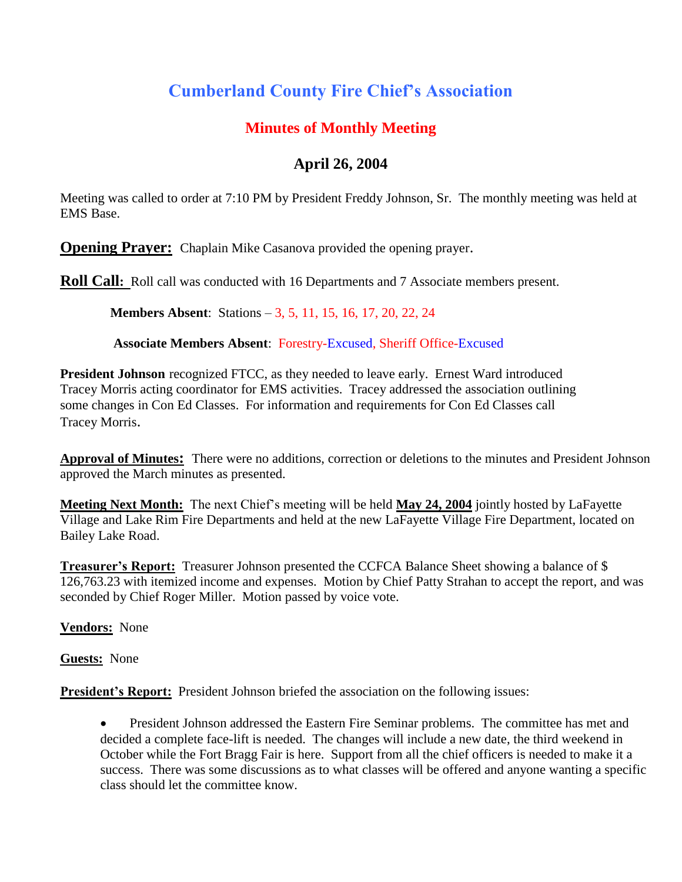# Cumberland County Fire Chief's Association

## Minutes of Monthly Meeting

### April 26, 2004

Meeting was called to order at 7:10 PM by President Freddy Johnson, Sr. The monthly meeting was held at EMS Base.

**Opening Prayer:** Chaplain Mike Casanova provided the opening prayer.

**Roll Call:** Roll call was conducted with 16 Departments and 7 Associate members present.

**Members Absent**: Stations – 3, 5, 11, 15, 16, 17, 20, 22, 24

**Associate Members Absent**: Forestry-Excused, Sheriff Office-Excused

**President Johnson** recognized FTCC, as they needed to leave early. Ernest Ward introduced Tracey Morris acting coordinator for EMS activities. Tracey addressed the association outlining some changes in Con Ed Classes. For information and requirements for Con Ed Classes call Tracey Morris.

**Approval of Minutes:** There were no additions, correction or deletions to the minutes and President Johnson approved the March minutes as presented.

**Meeting Next Month:** The next Chief's meeting will be held **May 24, 2004** jointly hosted by LaFayette Village and Lake Rim Fire Departments and held at the new LaFayette Village Fire Department, located on Bailey Lake Road.

**Treasurer's Report:** Treasurer Johnson presented the CCFCA Balance Sheet showing a balance of $ 126,763.23 with itemized income and expenses. Motion by Chief Patty Strahan to accept the report, and was seconded by Chief Roger Miller. Motion passed by voice vote.

**Vendors:** None

**Guests:** None

**President's Report:** President Johnson briefed the association on the following issues:

- President Johnson addressed the Eastern Fire Seminar problems. The committee has met and decided a complete face-lift is needed. The changes will include a new date, the third weekend in October while the Fort Bragg Fair is here. Support from all the chief officers is needed to make it a success. There was some discussions as to what classes will be offered and anyone wanting a specific class should let the committee know.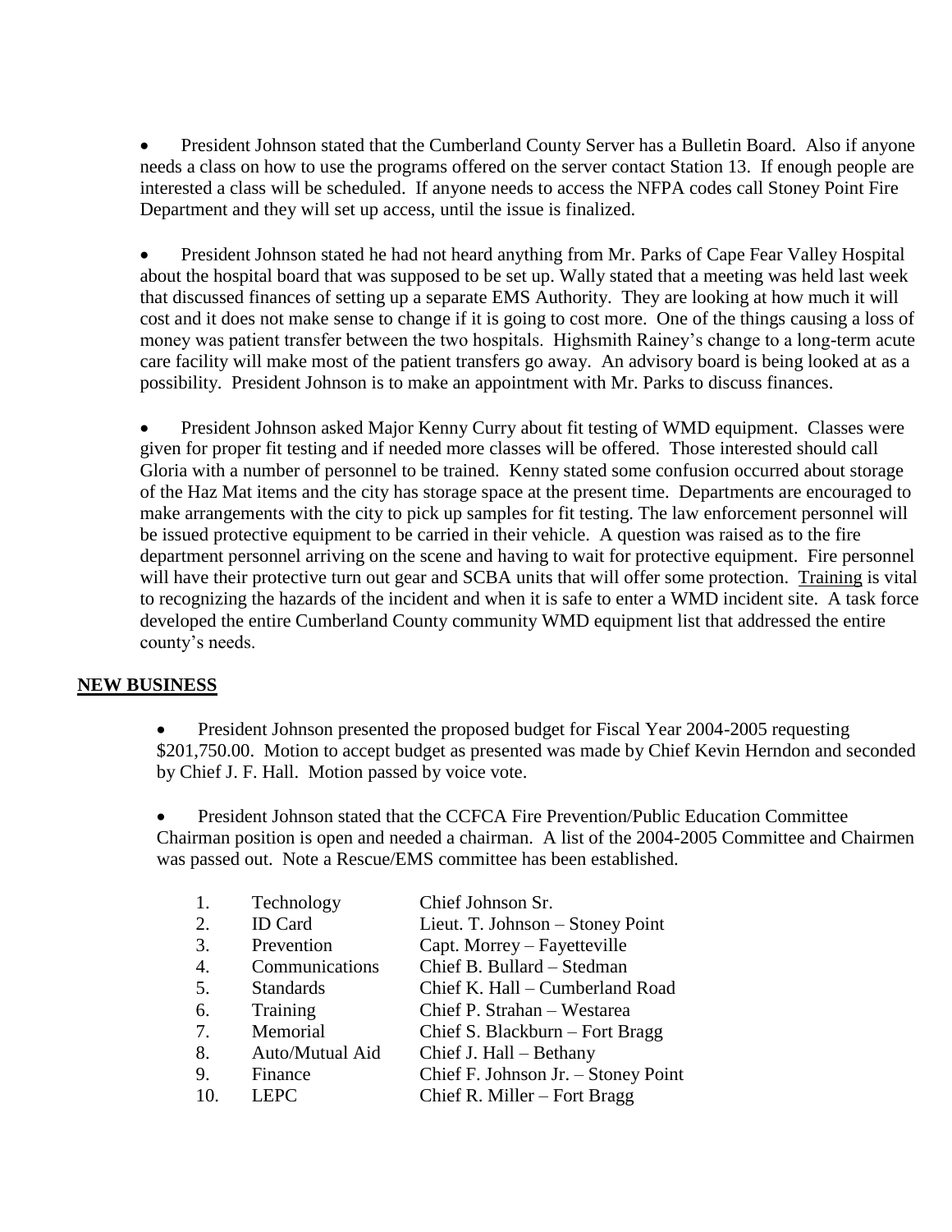- President Johnson stated that the Cumberland County Server has a Bulletin Board. Also if anyone needs a class on how to use the programs offered on the server contact Station 13. If enough people are interested a class will be scheduled. If anyone needs to access the NFPA codes call Stoney Point Fire Department and they will set up access, until the issue is finalized.

- President Johnson stated he had not heard anything from Mr. Parks of Cape Fear Valley Hospital about the hospital board that was supposed to be set up. Wally stated that a meeting was held last week that discussed finances of setting up a separate EMS Authority. They are looking at how much it will cost and it does not make sense to change if it is going to cost more. One of the things causing a loss of money was patient transfer between the two hospitals. Highsmith Rainey's change to a long-term acute care facility will make most of the patient transfers go away. An advisory board is being looked at as a possibility. President Johnson is to make an appointment with Mr. Parks to discuss finances.

- President Johnson asked Major Kenny Curry about fit testing of WMD equipment. Classes were given for proper fit testing and if needed more classes will be offered. Those interested should call Gloria with a number of personnel to be trained. Kenny stated some confusion occurred about storage of the Haz Mat items and the city has storage space at the present time. Departments are encouraged to make arrangements with the city to pick up samples for fit testing. The law enforcement personnel will be issued protective equipment to be carried in their vehicle. A question was raised as to the fire department personnel arriving on the scene and having to wait for protective equipment. Fire personnel will have their protective turn out gear and SCBA units that will offer some protection. Training is vital to recognizing the hazards of the incident and when it is safe to enter a WMD incident site. A task force developed the entire Cumberland County community WMD equipment list that addressed the entire county's needs.

## NEW BUSINESS

- President Johnson presented the proposed budget for Fiscal Year 2004-2005 requesting $201,750.00. Motion to accept budget as presented was made by Chief Kevin Herndon and seconded by Chief J. F. Hall. Motion passed by voice vote.

- President Johnson stated that the CCFCA Fire Prevention/Public Education Committee Chairman position is open and needed a chairman. A list of the 2004-2005 Committee and Chairmen was passed out. Note a Rescue/EMS committee has been established.

| | | |
|---|---|---|
| 1. | Technology | Chief Johnson Sr. |
| 2. | ID Card | Lieut. T. Johnson – Stoney Point |
| 3. | Prevention | Capt. Morrey – Fayetteville |
| 4. | Communications | Chief B. Bullard – Stedman |
| 5. | Standards | Chief K. Hall – Cumberland Road |
| 6. | Training | Chief P. Strahan – Westarea |
| 7. | Memorial | Chief S. Blackburn – Fort Bragg |
| 8. | Auto/Mutual Aid | Chief J. Hall – Bethany |
| 9. | Finance | Chief F. Johnson Jr. – Stoney Point |
| 10. | LEPC | Chief R. Miller – Fort Bragg |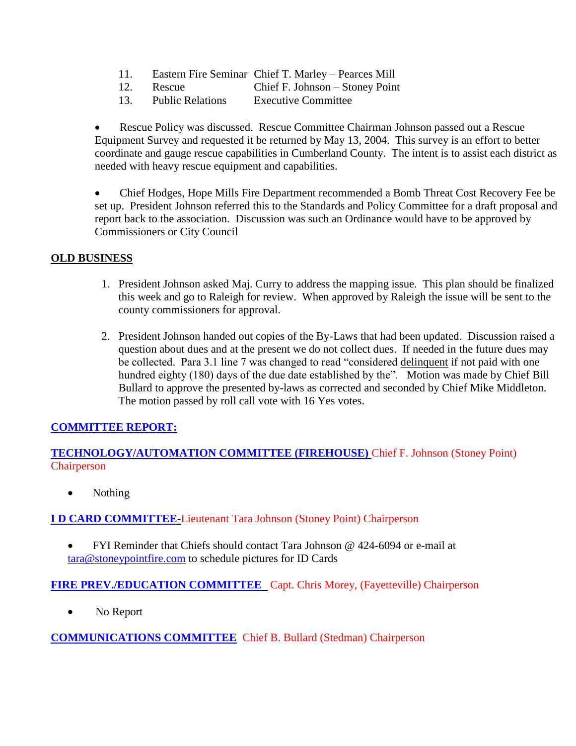11. Eastern Fire Seminar — Chief T. Marley – Pearces Mill
12. Rescue — Chief F. Johnson – Stoney Point
13. Public Relations — Executive Committee

- Rescue Policy was discussed. Rescue Committee Chairman Johnson passed out a Rescue Equipment Survey and requested it be returned by May 13, 2004. This survey is an effort to better coordinate and gauge rescue capabilities in Cumberland County. The intent is to assist each district as needed with heavy rescue equipment and capabilities.

- Chief Hodges, Hope Mills Fire Department recommended a Bomb Threat Cost Recovery Fee be set up. President Johnson referred this to the Standards and Policy Committee for a draft proposal and report back to the association. Discussion was such an Ordinance would have to be approved by Commissioners or City Council

## OLD BUSINESS

1. President Johnson asked Maj. Curry to address the mapping issue. This plan should be finalized this week and go to Raleigh for review. When approved by Raleigh the issue will be sent to the county commissioners for approval.

2. President Johnson handed out copies of the By-Laws that had been updated. Discussion raised a question about dues and at the present we do not collect dues. If needed in the future dues may be collected. Para 3.1 line 7 was changed to read "considered delinquent if not paid with one hundred eighty (180) days of the due date established by the". Motion was made by Chief Bill Bullard to approve the presented by-laws as corrected and seconded by Chief Mike Middleton. The motion passed by roll call vote with 16 Yes votes.

## COMMITTEE REPORT:

**TECHNOLOGY/AUTOMATION COMMITTEE (FIREHOUSE)** Chief F. Johnson (Stoney Point) Chairperson

- Nothing

**I D CARD COMMITTEE-** Lieutenant Tara Johnson (Stoney Point) Chairperson

- FYI Reminder that Chiefs should contact Tara Johnson @ 424-6094 or e-mail at tara@stoneypointfire.com to schedule pictures for ID Cards

**FIRE PREV./EDUCATION COMMITTEE** Capt. Chris Morey, (Fayetteville) Chairperson

- No Report

**COMMUNICATIONS COMMITTEE** Chief B. Bullard (Stedman) Chairperson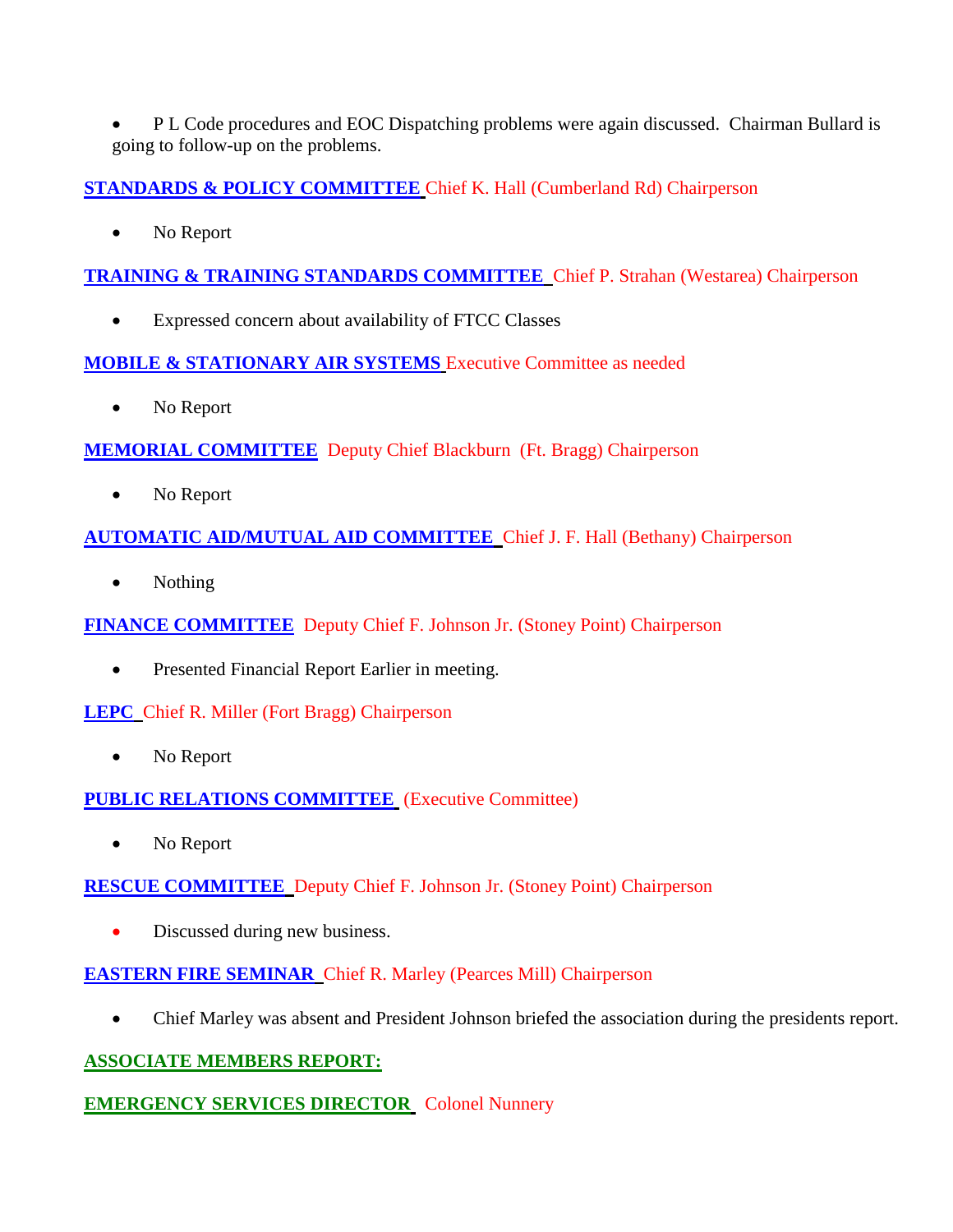- P L Code procedures and EOC Dispatching problems were again discussed. Chairman Bullard is going to follow-up on the problems.

**STANDARDS & POLICY COMMITTEE** Chief K. Hall (Cumberland Rd) Chairperson

- No Report

**TRAINING & TRAINING STANDARDS COMMITTEE** Chief P. Strahan (Westarea) Chairperson

- Expressed concern about availability of FTCC Classes

**MOBILE & STATIONARY AIR SYSTEMS** Executive Committee as needed

- No Report

**MEMORIAL COMMITTEE** Deputy Chief Blackburn (Ft. Bragg) Chairperson

- No Report

**AUTOMATIC AID/MUTUAL AID COMMITTEE** Chief J. F. Hall (Bethany) Chairperson

- Nothing

**FINANCE COMMITTEE** Deputy Chief F. Johnson Jr. (Stoney Point) Chairperson

- Presented Financial Report Earlier in meeting.

**LEPC** Chief R. Miller (Fort Bragg) Chairperson

- No Report

**PUBLIC RELATIONS COMMITTEE** (Executive Committee)

- No Report

**RESCUE COMMITTEE** Deputy Chief F. Johnson Jr. (Stoney Point) Chairperson

- Discussed during new business.

**EASTERN FIRE SEMINAR** Chief R. Marley (Pearces Mill) Chairperson

- Chief Marley was absent and President Johnson briefed the association during the presidents report.

**ASSOCIATE MEMBERS REPORT:**

**EMERGENCY SERVICES DIRECTOR** Colonel Nunnery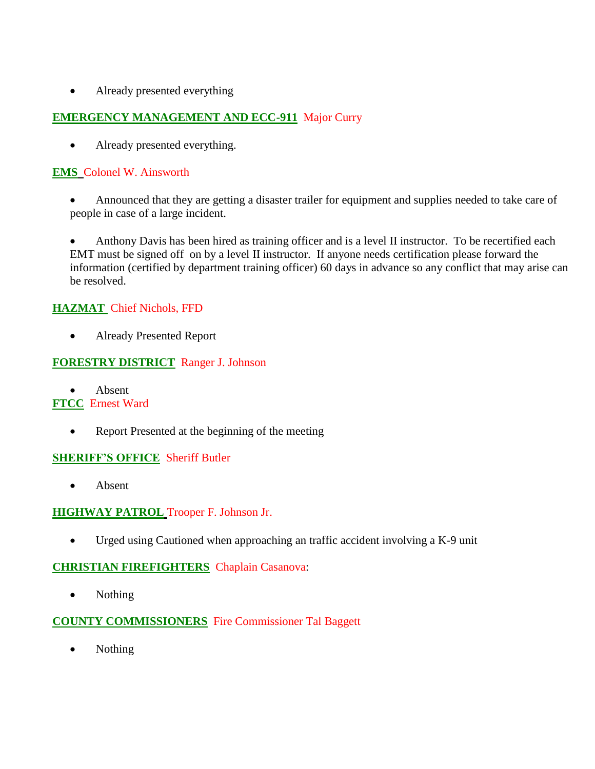- Already presented everything

**EMERGENCY MANAGEMENT AND ECC-911** Major Curry

- Already presented everything.

**EMS** Colonel W. Ainsworth

- Announced that they are getting a disaster trailer for equipment and supplies needed to take care of people in case of a large incident.

- Anthony Davis has been hired as training officer and is a level II instructor. To be recertified each EMT must be signed off on by a level II instructor. If anyone needs certification please forward the information (certified by department training officer) 60 days in advance so any conflict that may arise can be resolved.

**HAZMAT** Chief Nichols, FFD

- Already Presented Report

**FORESTRY DISTRICT** Ranger J. Johnson

- Absent

**FTCC** Ernest Ward

- Report Presented at the beginning of the meeting

**SHERIFF'S OFFICE** Sheriff Butler

- Absent

**HIGHWAY PATROL** Trooper F. Johnson Jr.

- Urged using Cautioned when approaching an traffic accident involving a K-9 unit

**CHRISTIAN FIREFIGHTERS** Chaplain Casanova:

- Nothing

**COUNTY COMMISSIONERS** Fire Commissioner Tal Baggett

- Nothing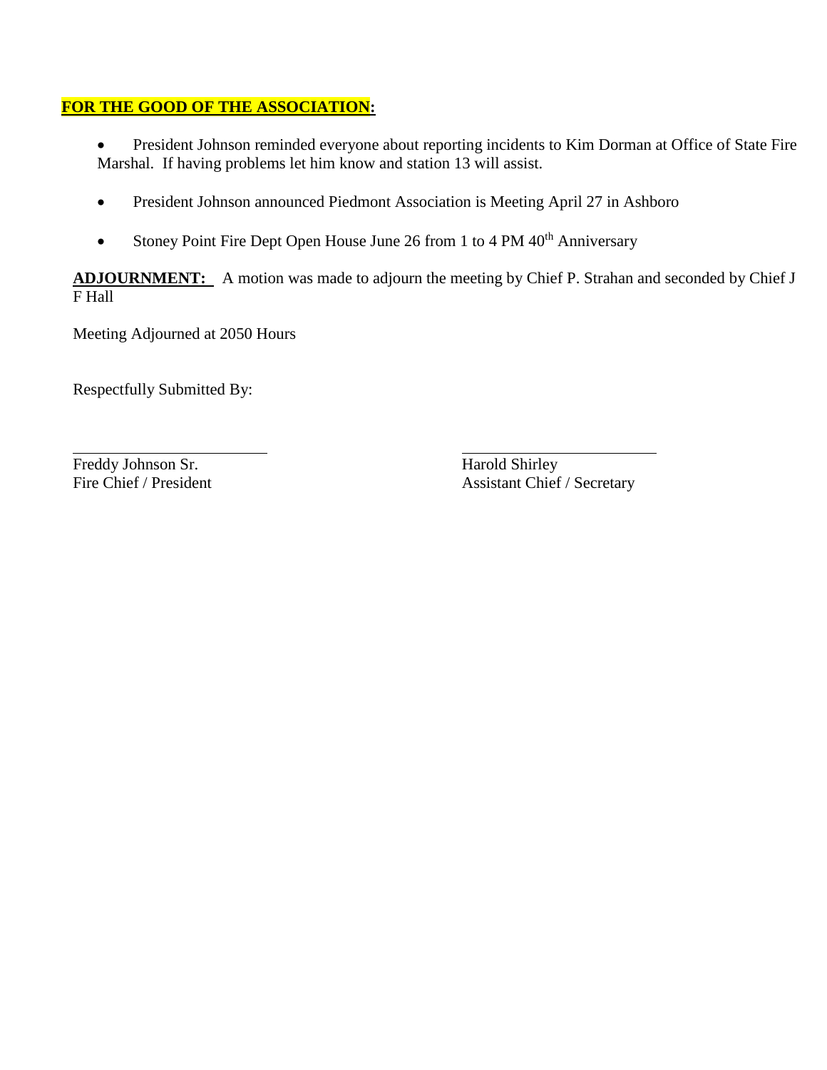**FOR THE GOOD OF THE ASSOCIATION:**

- President Johnson reminded everyone about reporting incidents to Kim Dorman at Office of State Fire Marshal. If having problems let him know and station 13 will assist.
- President Johnson announced Piedmont Association is Meeting April 27 in Ashboro
- Stoney Point Fire Dept Open House June 26 from 1 to 4 PM 40th Anniversary

**ADJOURNMENT:** A motion was made to adjourn the meeting by Chief P. Strahan and seconded by Chief J F Hall

Meeting Adjourned at 2050 Hours

Respectfully Submitted By:

Freddy Johnson Sr.
Fire Chief / President

Harold Shirley
Assistant Chief / Secretary